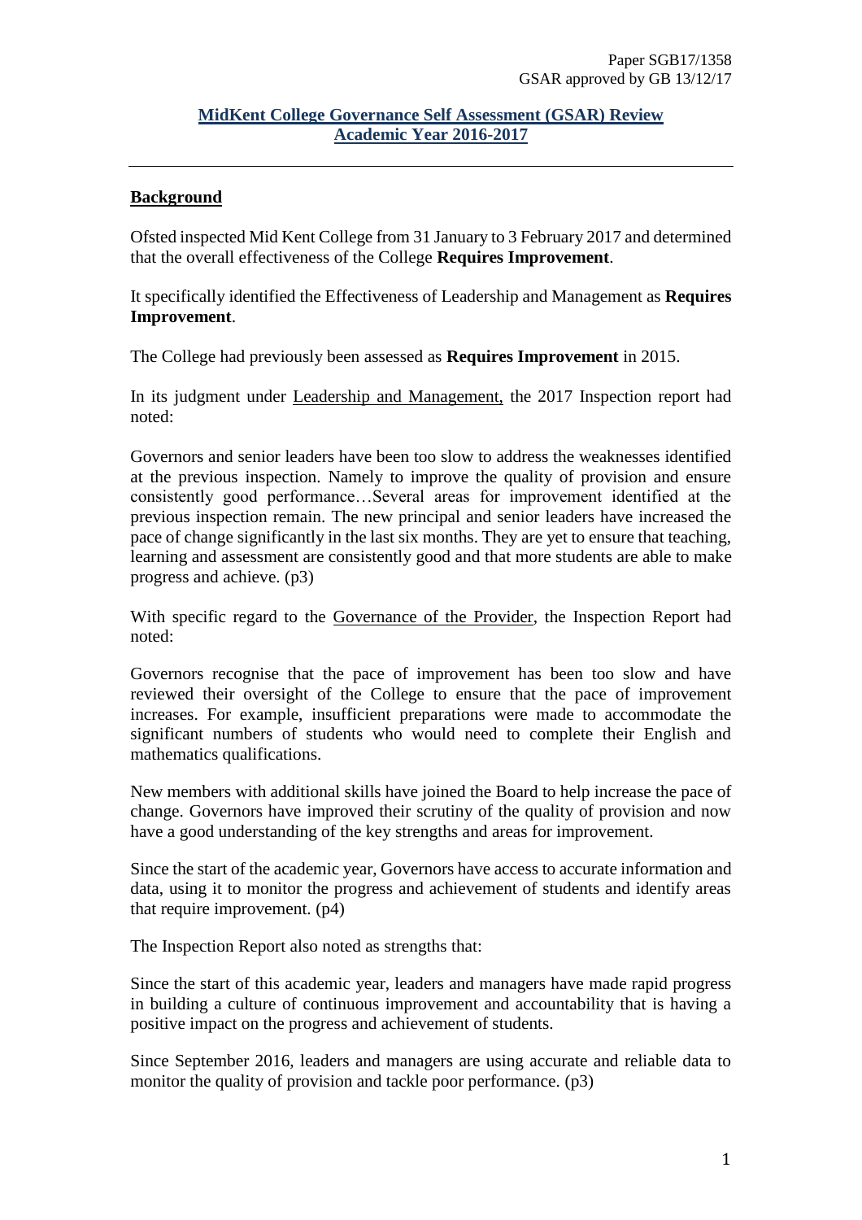Paper SGB17/1358
GSAR approved by GB 13/12/17

# MidKent College Governance Self Assessment (GSAR) Review Academic Year 2016-2017

## Background

Ofsted inspected Mid Kent College from 31 January to 3 February 2017 and determined that the overall effectiveness of the College **Requires Improvement**.

It specifically identified the Effectiveness of Leadership and Management as **Requires Improvement**.

The College had previously been assessed as **Requires Improvement** in 2015.

In its judgment under Leadership and Management, the 2017 Inspection report had noted:

Governors and senior leaders have been too slow to address the weaknesses identified at the previous inspection. Namely to improve the quality of provision and ensure consistently good performance…Several areas for improvement identified at the previous inspection remain. The new principal and senior leaders have increased the pace of change significantly in the last six months. They are yet to ensure that teaching, learning and assessment are consistently good and that more students are able to make progress and achieve. (p3)

With specific regard to the Governance of the Provider, the Inspection Report had noted:

Governors recognise that the pace of improvement has been too slow and have reviewed their oversight of the College to ensure that the pace of improvement increases. For example, insufficient preparations were made to accommodate the significant numbers of students who would need to complete their English and mathematics qualifications.

New members with additional skills have joined the Board to help increase the pace of change. Governors have improved their scrutiny of the quality of provision and now have a good understanding of the key strengths and areas for improvement.

Since the start of the academic year, Governors have access to accurate information and data, using it to monitor the progress and achievement of students and identify areas that require improvement. (p4)

The Inspection Report also noted as strengths that:

Since the start of this academic year, leaders and managers have made rapid progress in building a culture of continuous improvement and accountability that is having a positive impact on the progress and achievement of students.

Since September 2016, leaders and managers are using accurate and reliable data to monitor the quality of provision and tackle poor performance. (p3)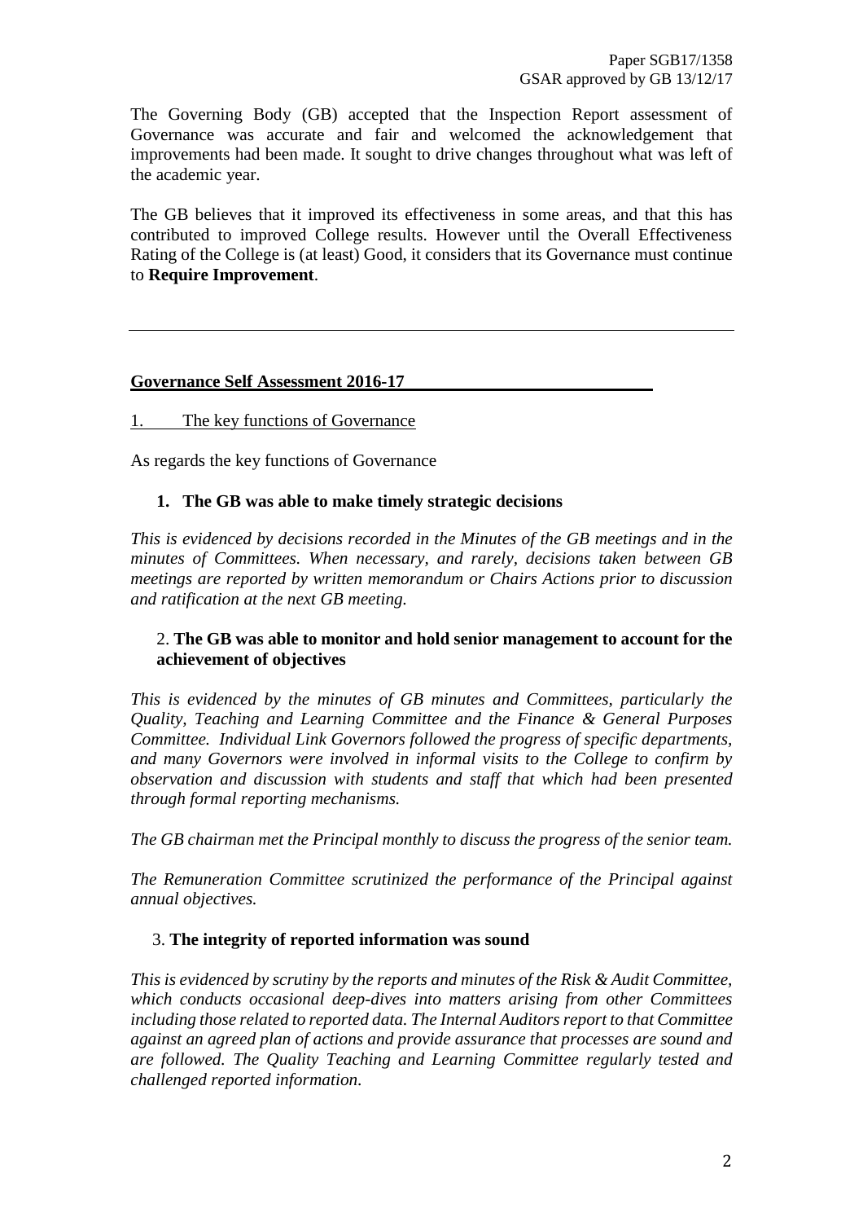The Governing Body (GB) accepted that the Inspection Report assessment of Governance was accurate and fair and welcomed the acknowledgement that improvements had been made. It sought to drive changes throughout what was left of the academic year.

The GB believes that it improved its effectiveness in some areas, and that this has contributed to improved College results. However until the Overall Effectiveness Rating of the College is (at least) Good, it considers that its Governance must continue to **Require Improvement**.

---

**Governance Self Assessment 2016-17**

1. The key functions of Governance

As regards the key functions of Governance

**1. The GB was able to make timely strategic decisions**

*This is evidenced by decisions recorded in the Minutes of the GB meetings and in the minutes of Committees. When necessary, and rarely, decisions taken between GB meetings are reported by written memorandum or Chairs Actions prior to discussion and ratification at the next GB meeting.*

**2. The GB was able to monitor and hold senior management to account for the achievement of objectives**

*This is evidenced by the minutes of GB minutes and Committees, particularly the Quality, Teaching and Learning Committee and the Finance & General Purposes Committee. Individual Link Governors followed the progress of specific departments, and many Governors were involved in informal visits to the College to confirm by observation and discussion with students and staff that which had been presented through formal reporting mechanisms.*

*The GB chairman met the Principal monthly to discuss the progress of the senior team.*

*The Remuneration Committee scrutinized the performance of the Principal against annual objectives.*

**3. The integrity of reported information was sound**

*This is evidenced by scrutiny by the reports and minutes of the Risk & Audit Committee, which conducts occasional deep-dives into matters arising from other Committees including those related to reported data. The Internal Auditors report to that Committee against an agreed plan of actions and provide assurance that processes are sound and are followed. The Quality Teaching and Learning Committee regularly tested and challenged reported information.*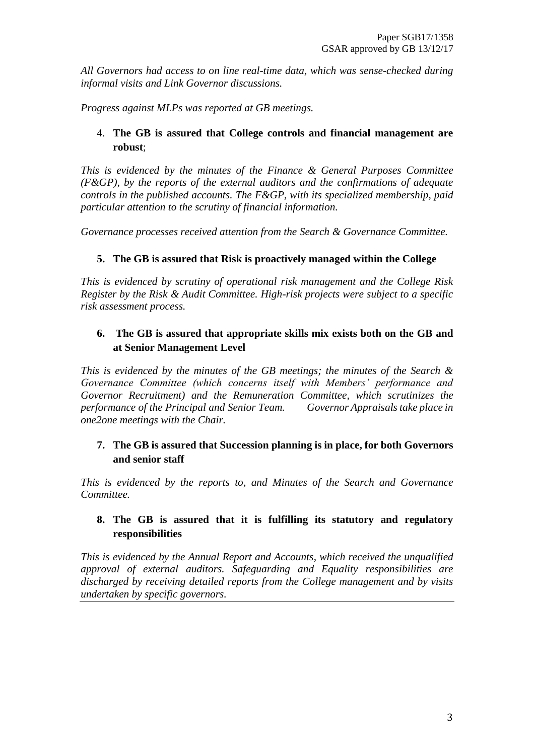*All Governors had access to on line real-time data, which was sense-checked during informal visits and Link Governor discussions.*

*Progress against MLPs was reported at GB meetings.*

4. **The GB is assured that College controls and financial management are robust**;

*This is evidenced by the minutes of the Finance & General Purposes Committee (F&GP), by the reports of the external auditors and the confirmations of adequate controls in the published accounts. The F&GP, with its specialized membership, paid particular attention to the scrutiny of financial information.*

*Governance processes received attention from the Search & Governance Committee.*

5. **The GB is assured that Risk is proactively managed within the College**

*This is evidenced by scrutiny of operational risk management and the College Risk Register by the Risk & Audit Committee. High-risk projects were subject to a specific risk assessment process.*

6. **The GB is assured that appropriate skills mix exists both on the GB and at Senior Management Level**

*This is evidenced by the minutes of the GB meetings; the minutes of the Search & Governance Committee (which concerns itself with Members' performance and Governor Recruitment) and the Remuneration Committee, which scrutinizes the performance of the Principal and Senior Team. Governor Appraisals take place in one2one meetings with the Chair.*

7. **The GB is assured that Succession planning is in place, for both Governors and senior staff**

*This is evidenced by the reports to, and Minutes of the Search and Governance Committee.*

8. **The GB is assured that it is fulfilling its statutory and regulatory responsibilities**

*This is evidenced by the Annual Report and Accounts, which received the unqualified approval of external auditors. Safeguarding and Equality responsibilities are discharged by receiving detailed reports from the College management and by visits undertaken by specific governors.*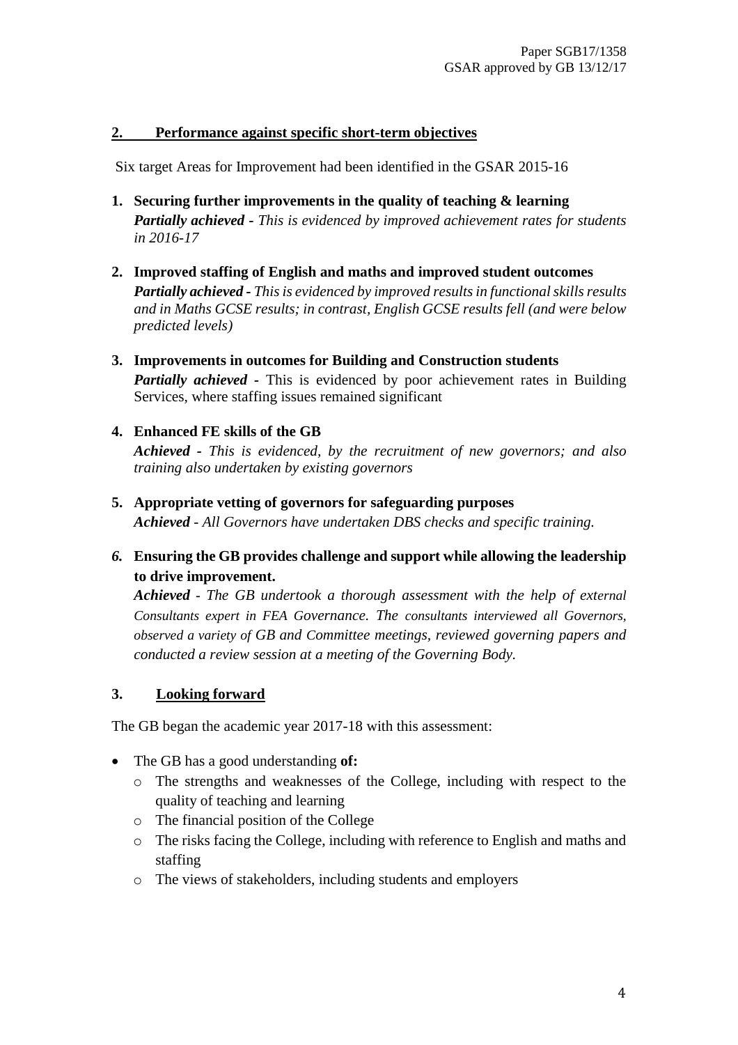Paper SGB17/1358
GSAR approved by GB 13/12/17

## 2. Performance against specific short-term objectives

Six target Areas for Improvement had been identified in the GSAR 2015-16

1. **Securing further improvements in the quality of teaching & learning**
   ***Partially achieved*** *- This is evidenced by improved achievement rates for students in 2016-17*

2. **Improved staffing of English and maths and improved student outcomes**
   ***Partially achieved*** *- This is evidenced by improved results in functional skills results and in Maths GCSE results; in contrast, English GCSE results fell (and were below predicted levels)*

3. **Improvements in outcomes for Building and Construction students**
   ***Partially achieved*** - This is evidenced by poor achievement rates in Building Services, where staffing issues remained significant

4. **Enhanced FE skills of the GB**
   ***Achieved*** *- This is evidenced, by the recruitment of new governors; and also training also undertaken by existing governors*

5. **Appropriate vetting of governors for safeguarding purposes**
   ***Achieved*** *- All Governors have undertaken DBS checks and specific training.*

6. **Ensuring the GB provides challenge and support while allowing the leadership to drive improvement.**
   ***Achieved*** *- The GB undertook a thorough assessment with the help of external Consultants expert in FEA Governance. The consultants interviewed all Governors, observed a variety of GB and Committee meetings, reviewed governing papers and conducted a review session at a meeting of the Governing Body.*

## 3. Looking forward

The GB began the academic year 2017-18 with this assessment:

- The GB has a good understanding **of:**
  - The strengths and weaknesses of the College, including with respect to the quality of teaching and learning
  - The financial position of the College
  - The risks facing the College, including with reference to English and maths and staffing
  - The views of stakeholders, including students and employers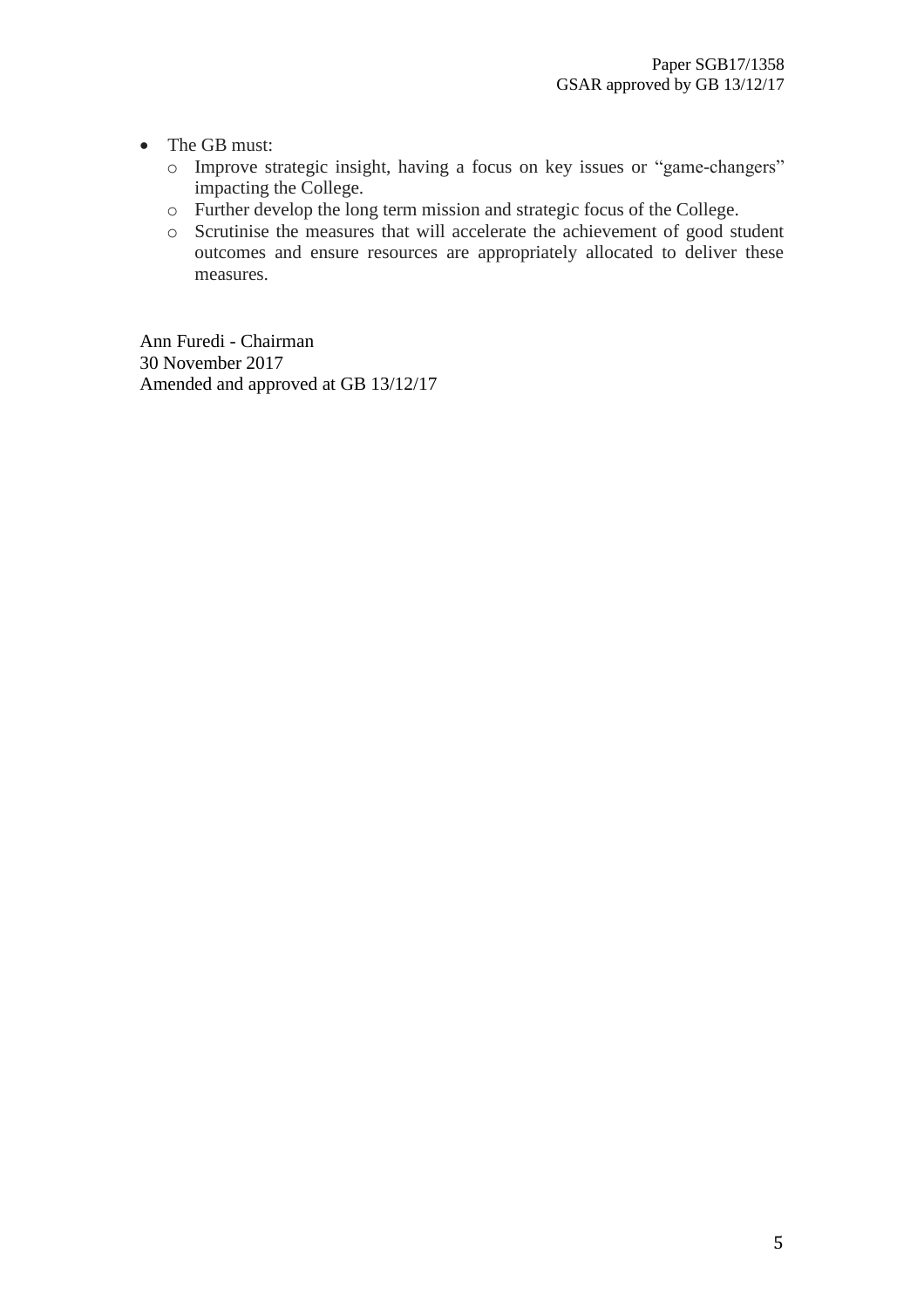- The GB must:
  - Improve strategic insight, having a focus on key issues or "game-changers" impacting the College.
  - Further develop the long term mission and strategic focus of the College.
  - Scrutinise the measures that will accelerate the achievement of good student outcomes and ensure resources are appropriately allocated to deliver these measures.

Ann Furedi - Chairman
30 November 2017
Amended and approved at GB 13/12/17